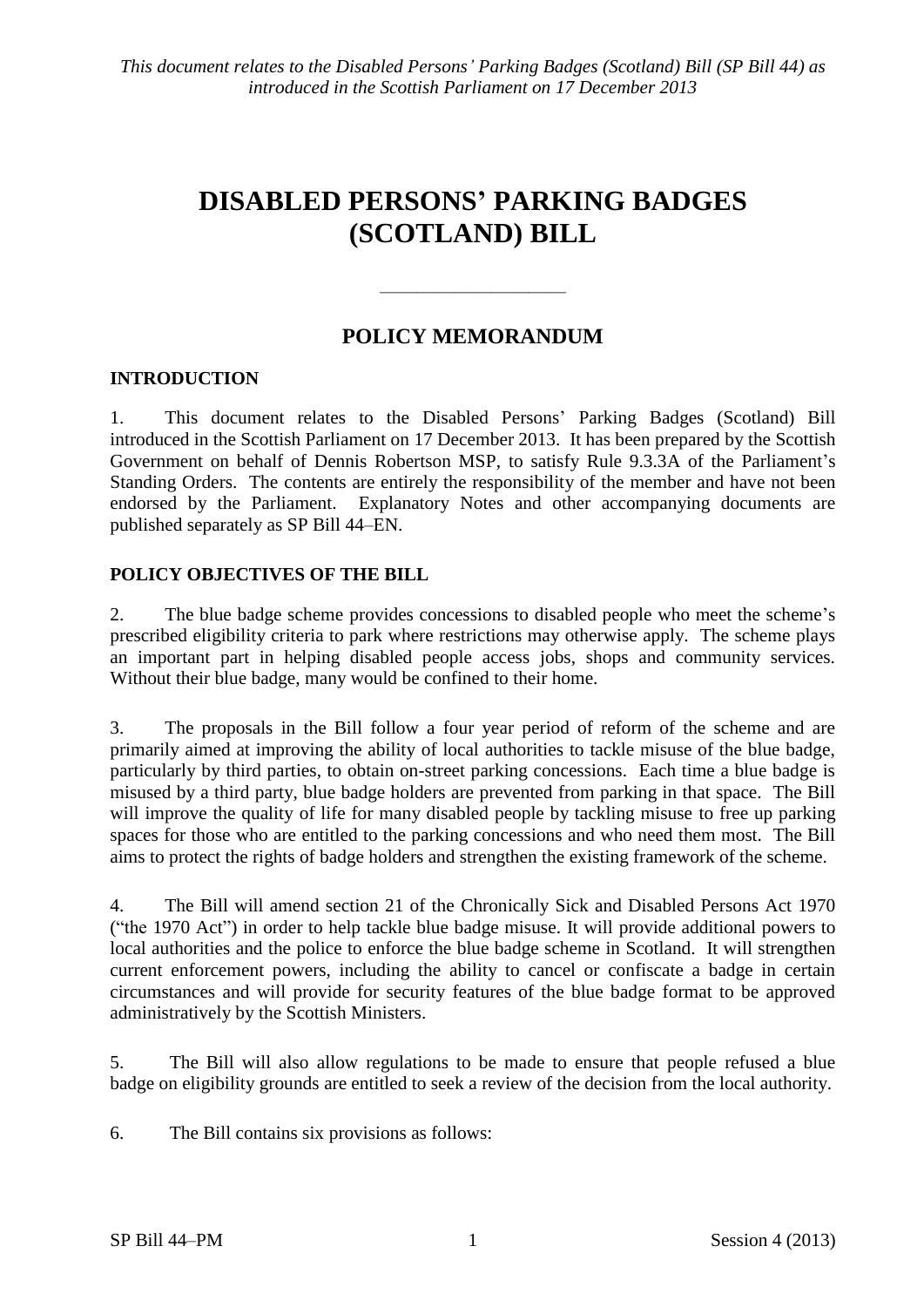*This document relates to the Disabled Persons' Parking Badges (Scotland) Bill (SP Bill 44) as introduced in the Scottish Parliament on 17 December 2013*

# DISABLED PERSONS' PARKING BADGES (SCOTLAND) BILL

---

## POLICY MEMORANDUM

### INTRODUCTION

1. This document relates to the Disabled Persons' Parking Badges (Scotland) Bill introduced in the Scottish Parliament on 17 December 2013. It has been prepared by the Scottish Government on behalf of Dennis Robertson MSP, to satisfy Rule 9.3.3A of the Parliament's Standing Orders. The contents are entirely the responsibility of the member and have not been endorsed by the Parliament. Explanatory Notes and other accompanying documents are published separately as SP Bill 44–EN.

### POLICY OBJECTIVES OF THE BILL

2. The blue badge scheme provides concessions to disabled people who meet the scheme's prescribed eligibility criteria to park where restrictions may otherwise apply. The scheme plays an important part in helping disabled people access jobs, shops and community services. Without their blue badge, many would be confined to their home.

3. The proposals in the Bill follow a four year period of reform of the scheme and are primarily aimed at improving the ability of local authorities to tackle misuse of the blue badge, particularly by third parties, to obtain on-street parking concessions. Each time a blue badge is misused by a third party, blue badge holders are prevented from parking in that space. The Bill will improve the quality of life for many disabled people by tackling misuse to free up parking spaces for those who are entitled to the parking concessions and who need them most. The Bill aims to protect the rights of badge holders and strengthen the existing framework of the scheme.

4. The Bill will amend section 21 of the Chronically Sick and Disabled Persons Act 1970 ("the 1970 Act") in order to help tackle blue badge misuse. It will provide additional powers to local authorities and the police to enforce the blue badge scheme in Scotland. It will strengthen current enforcement powers, including the ability to cancel or confiscate a badge in certain circumstances and will provide for security features of the blue badge format to be approved administratively by the Scottish Ministers.

5. The Bill will also allow regulations to be made to ensure that people refused a blue badge on eligibility grounds are entitled to seek a review of the decision from the local authority.

6. The Bill contains six provisions as follows: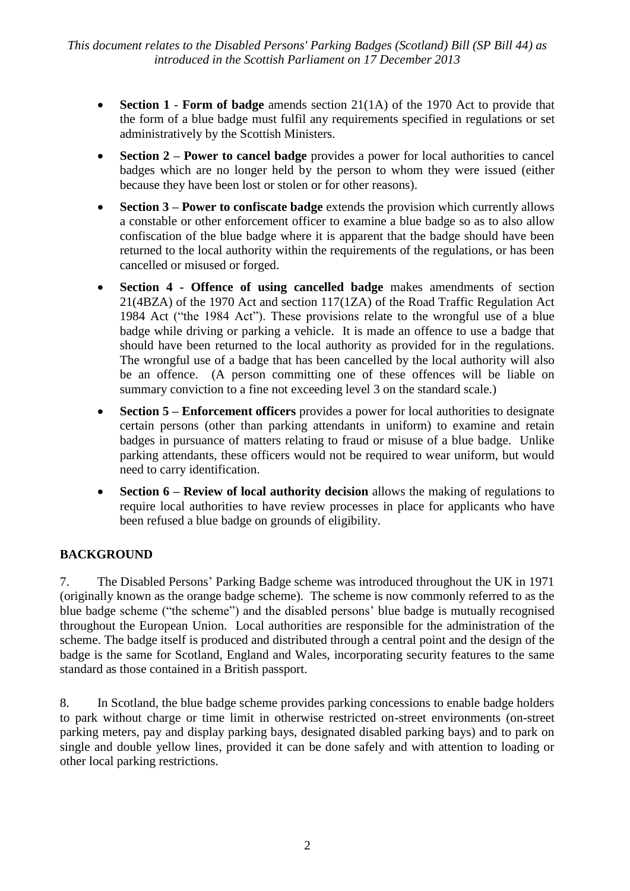- **Section 1** - **Form of badge** amends section 21(1A) of the 1970 Act to provide that the form of a blue badge must fulfil any requirements specified in regulations or set administratively by the Scottish Ministers.
- **Section 2 – Power to cancel badge** provides a power for local authorities to cancel badges which are no longer held by the person to whom they were issued (either because they have been lost or stolen or for other reasons).
- **Section 3 – Power to confiscate badge** extends the provision which currently allows a constable or other enforcement officer to examine a blue badge so as to also allow confiscation of the blue badge where it is apparent that the badge should have been returned to the local authority within the requirements of the regulations, or has been cancelled or misused or forged.
- **Section 4 - Offence of using cancelled badge** makes amendments of section 21(4BZA) of the 1970 Act and section 117(1ZA) of the Road Traffic Regulation Act 1984 Act ("the 1984 Act"). These provisions relate to the wrongful use of a blue badge while driving or parking a vehicle. It is made an offence to use a badge that should have been returned to the local authority as provided for in the regulations. The wrongful use of a badge that has been cancelled by the local authority will also be an offence. (A person committing one of these offences will be liable on summary conviction to a fine not exceeding level 3 on the standard scale.)
- **Section 5 – Enforcement officers** provides a power for local authorities to designate certain persons (other than parking attendants in uniform) to examine and retain badges in pursuance of matters relating to fraud or misuse of a blue badge. Unlike parking attendants, these officers would not be required to wear uniform, but would need to carry identification.
- **Section 6 – Review of local authority decision** allows the making of regulations to require local authorities to have review processes in place for applicants who have been refused a blue badge on grounds of eligibility.

## BACKGROUND

7. The Disabled Persons' Parking Badge scheme was introduced throughout the UK in 1971 (originally known as the orange badge scheme). The scheme is now commonly referred to as the blue badge scheme ("the scheme") and the disabled persons' blue badge is mutually recognised throughout the European Union. Local authorities are responsible for the administration of the scheme. The badge itself is produced and distributed through a central point and the design of the badge is the same for Scotland, England and Wales, incorporating security features to the same standard as those contained in a British passport.

8. In Scotland, the blue badge scheme provides parking concessions to enable badge holders to park without charge or time limit in otherwise restricted on-street environments (on-street parking meters, pay and display parking bays, designated disabled parking bays) and to park on single and double yellow lines, provided it can be done safely and with attention to loading or other local parking restrictions.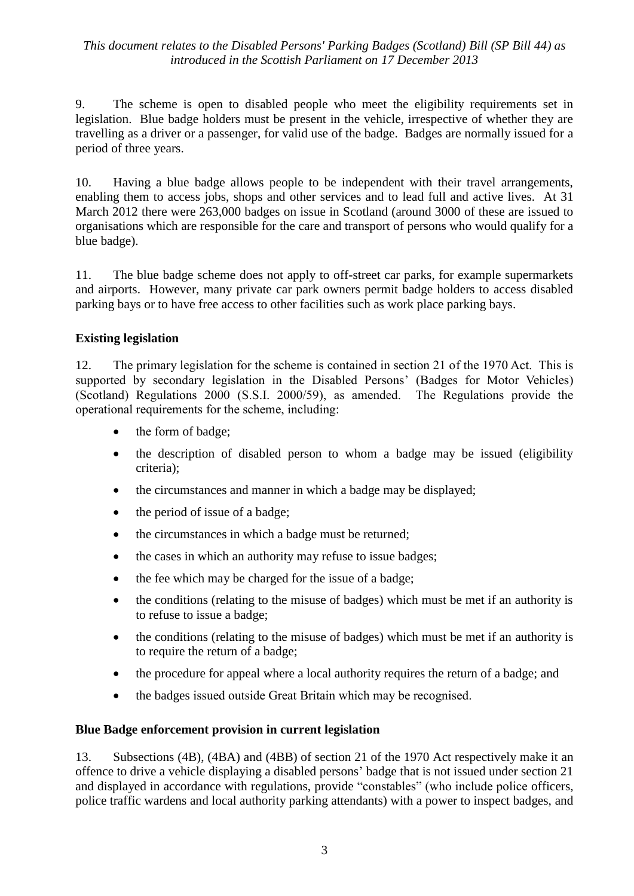9. The scheme is open to disabled people who meet the eligibility requirements set in legislation. Blue badge holders must be present in the vehicle, irrespective of whether they are travelling as a driver or a passenger, for valid use of the badge. Badges are normally issued for a period of three years.

10. Having a blue badge allows people to be independent with their travel arrangements, enabling them to access jobs, shops and other services and to lead full and active lives. At 31 March 2012 there were 263,000 badges on issue in Scotland (around 3000 of these are issued to organisations which are responsible for the care and transport of persons who would qualify for a blue badge).

11. The blue badge scheme does not apply to off-street car parks, for example supermarkets and airports. However, many private car park owners permit badge holders to access disabled parking bays or to have free access to other facilities such as work place parking bays.

## Existing legislation

12. The primary legislation for the scheme is contained in section 21 of the 1970 Act. This is supported by secondary legislation in the Disabled Persons' (Badges for Motor Vehicles) (Scotland) Regulations 2000 (S.S.I. 2000/59), as amended. The Regulations provide the operational requirements for the scheme, including:

- the form of badge;
- the description of disabled person to whom a badge may be issued (eligibility criteria);
- the circumstances and manner in which a badge may be displayed;
- the period of issue of a badge;
- the circumstances in which a badge must be returned;
- the cases in which an authority may refuse to issue badges;
- the fee which may be charged for the issue of a badge;
- the conditions (relating to the misuse of badges) which must be met if an authority is to refuse to issue a badge;
- the conditions (relating to the misuse of badges) which must be met if an authority is to require the return of a badge;
- the procedure for appeal where a local authority requires the return of a badge; and
- the badges issued outside Great Britain which may be recognised.

## Blue Badge enforcement provision in current legislation

13. Subsections (4B), (4BA) and (4BB) of section 21 of the 1970 Act respectively make it an offence to drive a vehicle displaying a disabled persons' badge that is not issued under section 21 and displayed in accordance with regulations, provide "constables" (who include police officers, police traffic wardens and local authority parking attendants) with a power to inspect badges, and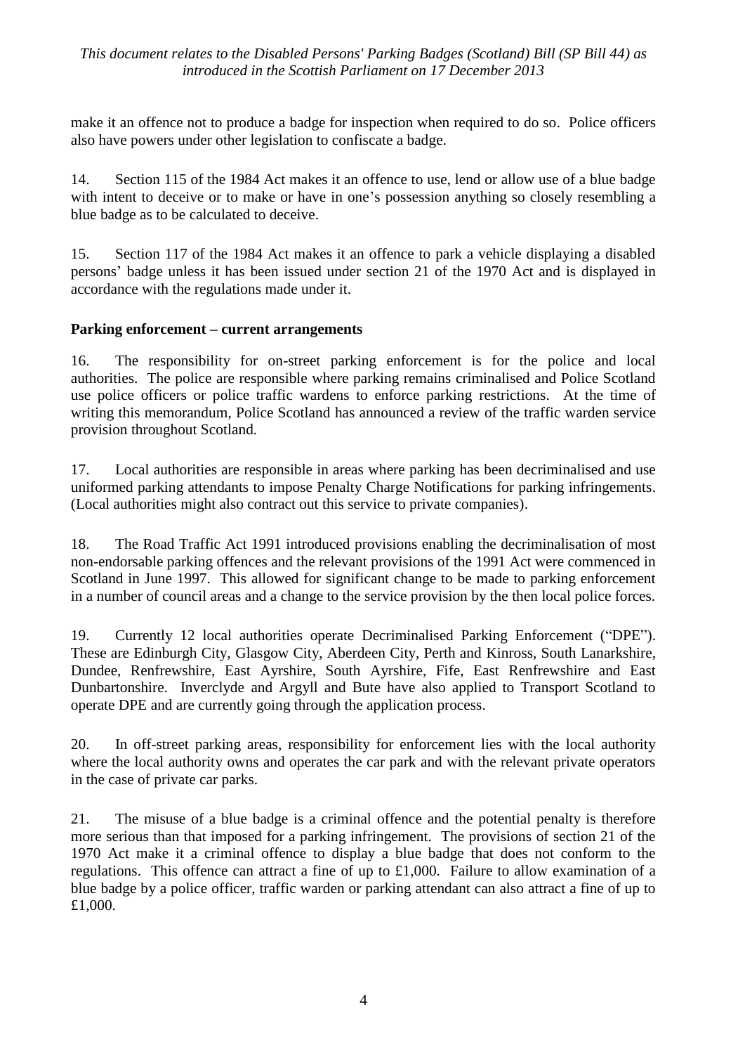make it an offence not to produce a badge for inspection when required to do so. Police officers also have powers under other legislation to confiscate a badge.

14. Section 115 of the 1984 Act makes it an offence to use, lend or allow use of a blue badge with intent to deceive or to make or have in one's possession anything so closely resembling a blue badge as to be calculated to deceive.

15. Section 117 of the 1984 Act makes it an offence to park a vehicle displaying a disabled persons' badge unless it has been issued under section 21 of the 1970 Act and is displayed in accordance with the regulations made under it.

**Parking enforcement – current arrangements**

16. The responsibility for on-street parking enforcement is for the police and local authorities. The police are responsible where parking remains criminalised and Police Scotland use police officers or police traffic wardens to enforce parking restrictions. At the time of writing this memorandum, Police Scotland has announced a review of the traffic warden service provision throughout Scotland.

17. Local authorities are responsible in areas where parking has been decriminalised and use uniformed parking attendants to impose Penalty Charge Notifications for parking infringements. (Local authorities might also contract out this service to private companies).

18. The Road Traffic Act 1991 introduced provisions enabling the decriminalisation of most non-endorsable parking offences and the relevant provisions of the 1991 Act were commenced in Scotland in June 1997. This allowed for significant change to be made to parking enforcement in a number of council areas and a change to the service provision by the then local police forces.

19. Currently 12 local authorities operate Decriminalised Parking Enforcement ("DPE"). These are Edinburgh City, Glasgow City, Aberdeen City, Perth and Kinross, South Lanarkshire, Dundee, Renfrewshire, East Ayrshire, South Ayrshire, Fife, East Renfrewshire and East Dunbartonshire. Inverclyde and Argyll and Bute have also applied to Transport Scotland to operate DPE and are currently going through the application process.

20. In off-street parking areas, responsibility for enforcement lies with the local authority where the local authority owns and operates the car park and with the relevant private operators in the case of private car parks.

21. The misuse of a blue badge is a criminal offence and the potential penalty is therefore more serious than that imposed for a parking infringement. The provisions of section 21 of the 1970 Act make it a criminal offence to display a blue badge that does not conform to the regulations. This offence can attract a fine of up to £1,000. Failure to allow examination of a blue badge by a police officer, traffic warden or parking attendant can also attract a fine of up to £1,000.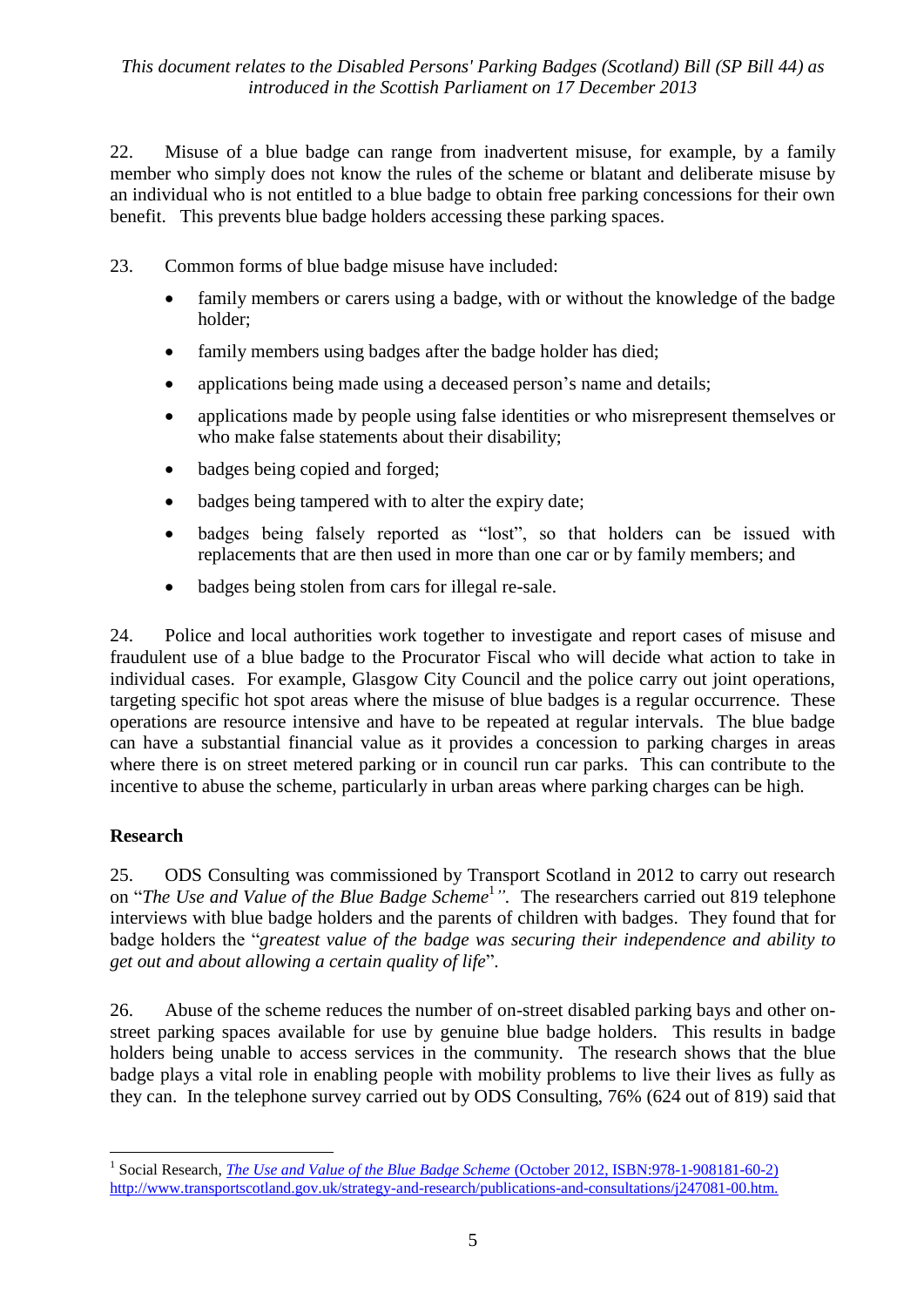22. Misuse of a blue badge can range from inadvertent misuse, for example, by a family member who simply does not know the rules of the scheme or blatant and deliberate misuse by an individual who is not entitled to a blue badge to obtain free parking concessions for their own benefit. This prevents blue badge holders accessing these parking spaces.

23. Common forms of blue badge misuse have included:

- family members or carers using a badge, with or without the knowledge of the badge holder;
- family members using badges after the badge holder has died;
- applications being made using a deceased person's name and details;
- applications made by people using false identities or who misrepresent themselves or who make false statements about their disability;
- badges being copied and forged;
- badges being tampered with to alter the expiry date;
- badges being falsely reported as "lost", so that holders can be issued with replacements that are then used in more than one car or by family members; and
- badges being stolen from cars for illegal re-sale.

24. Police and local authorities work together to investigate and report cases of misuse and fraudulent use of a blue badge to the Procurator Fiscal who will decide what action to take in individual cases. For example, Glasgow City Council and the police carry out joint operations, targeting specific hot spot areas where the misuse of blue badges is a regular occurrence. These operations are resource intensive and have to be repeated at regular intervals. The blue badge can have a substantial financial value as it provides a concession to parking charges in areas where there is on street metered parking or in council run car parks. This can contribute to the incentive to abuse the scheme, particularly in urban areas where parking charges can be high.

## Research

25. ODS Consulting was commissioned by Transport Scotland in 2012 to carry out research on "*The Use and Value of the Blue Badge Scheme*[1]". The researchers carried out 819 telephone interviews with blue badge holders and the parents of children with badges. They found that for badge holders the "*greatest value of the badge was securing their independence and ability to get out and about allowing a certain quality of life*".

26. Abuse of the scheme reduces the number of on-street disabled parking bays and other on-street parking spaces available for use by genuine blue badge holders. This results in badge holders being unable to access services in the community. The research shows that the blue badge plays a vital role in enabling people with mobility problems to live their lives as fully as they can. In the telephone survey carried out by ODS Consulting, 76% (624 out of 819) said that

---

[1] Social Research, *The Use and Value of the Blue Badge Scheme* (October 2012, ISBN:978-1-908181-60-2) http://www.transportscotland.gov.uk/strategy-and-research/publications-and-consultations/j247081-00.htm.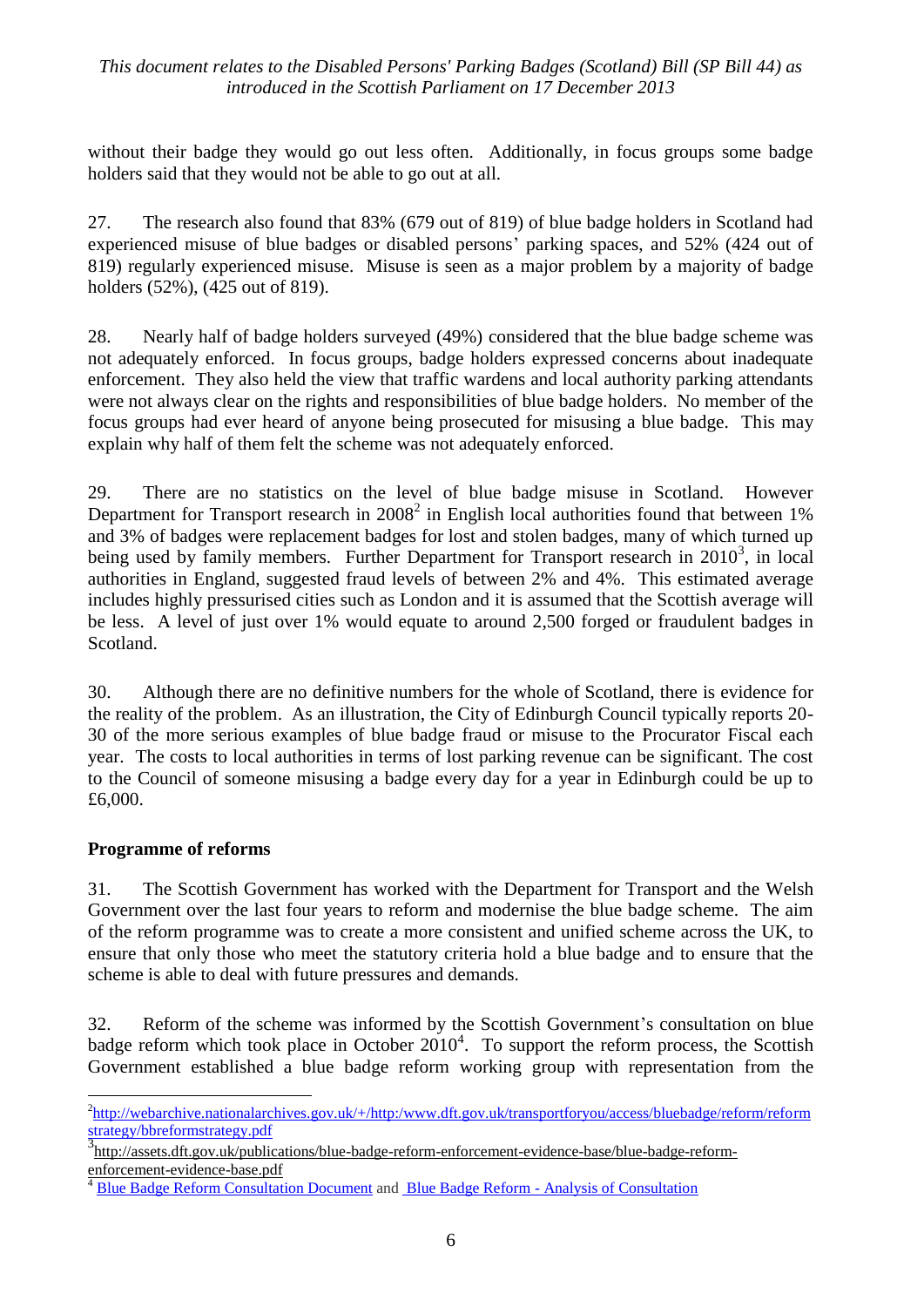without their badge they would go out less often. Additionally, in focus groups some badge holders said that they would not be able to go out at all.

27. The research also found that 83% (679 out of 819) of blue badge holders in Scotland had experienced misuse of blue badges or disabled persons' parking spaces, and 52% (424 out of 819) regularly experienced misuse. Misuse is seen as a major problem by a majority of badge holders (52%), (425 out of 819).

28. Nearly half of badge holders surveyed (49%) considered that the blue badge scheme was not adequately enforced. In focus groups, badge holders expressed concerns about inadequate enforcement. They also held the view that traffic wardens and local authority parking attendants were not always clear on the rights and responsibilities of blue badge holders. No member of the focus groups had ever heard of anyone being prosecuted for misusing a blue badge. This may explain why half of them felt the scheme was not adequately enforced.

29. There are no statistics on the level of blue badge misuse in Scotland. However Department for Transport research in 2008[2] in English local authorities found that between 1% and 3% of badges were replacement badges for lost and stolen badges, many of which turned up being used by family members. Further Department for Transport research in 2010[3], in local authorities in England, suggested fraud levels of between 2% and 4%. This estimated average includes highly pressurised cities such as London and it is assumed that the Scottish average will be less. A level of just over 1% would equate to around 2,500 forged or fraudulent badges in Scotland.

30. Although there are no definitive numbers for the whole of Scotland, there is evidence for the reality of the problem. As an illustration, the City of Edinburgh Council typically reports 20-30 of the more serious examples of blue badge fraud or misuse to the Procurator Fiscal each year. The costs to local authorities in terms of lost parking revenue can be significant. The cost to the Council of someone misusing a badge every day for a year in Edinburgh could be up to £6,000.

## Programme of reforms

31. The Scottish Government has worked with the Department for Transport and the Welsh Government over the last four years to reform and modernise the blue badge scheme. The aim of the reform programme was to create a more consistent and unified scheme across the UK, to ensure that only those who meet the statutory criteria hold a blue badge and to ensure that the scheme is able to deal with future pressures and demands.

32. Reform of the scheme was informed by the Scottish Government's consultation on blue badge reform which took place in October 2010[4]. To support the reform process, the Scottish Government established a blue badge reform working group with representation from the

---

[2] http://webarchive.nationalarchives.gov.uk/+/http:/www.dft.gov.uk/transportforyou/access/bluebadge/reform/reformstrategy/bbreformstrategy.pdf

[3] http://assets.dft.gov.uk/publications/blue-badge-reform-enforcement-evidence-base/blue-badge-reform-enforcement-evidence-base.pdf

[4] Blue Badge Reform Consultation Document and Blue Badge Reform - Analysis of Consultation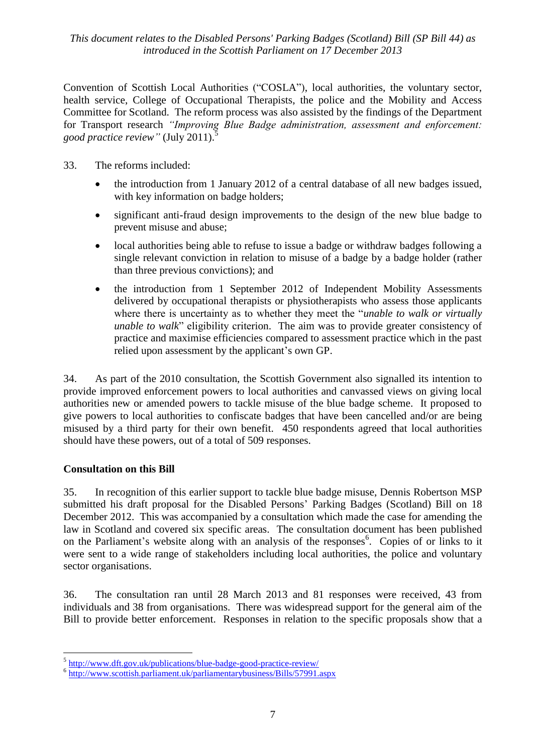Convention of Scottish Local Authorities ("COSLA"), local authorities, the voluntary sector, health service, College of Occupational Therapists, the police and the Mobility and Access Committee for Scotland. The reform process was also assisted by the findings of the Department for Transport research *"Improving Blue Badge administration, assessment and enforcement: good practice review"* (July 2011).[5]

33. The reforms included:

- the introduction from 1 January 2012 of a central database of all new badges issued, with key information on badge holders;
- significant anti-fraud design improvements to the design of the new blue badge to prevent misuse and abuse;
- local authorities being able to refuse to issue a badge or withdraw badges following a single relevant conviction in relation to misuse of a badge by a badge holder (rather than three previous convictions); and
- the introduction from 1 September 2012 of Independent Mobility Assessments delivered by occupational therapists or physiotherapists who assess those applicants where there is uncertainty as to whether they meet the "*unable to walk or virtually unable to walk*" eligibility criterion. The aim was to provide greater consistency of practice and maximise efficiencies compared to assessment practice which in the past relied upon assessment by the applicant's own GP.

34. As part of the 2010 consultation, the Scottish Government also signalled its intention to provide improved enforcement powers to local authorities and canvassed views on giving local authorities new or amended powers to tackle misuse of the blue badge scheme. It proposed to give powers to local authorities to confiscate badges that have been cancelled and/or are being misused by a third party for their own benefit. 450 respondents agreed that local authorities should have these powers, out of a total of 509 responses.

## Consultation on this Bill

35. In recognition of this earlier support to tackle blue badge misuse, Dennis Robertson MSP submitted his draft proposal for the Disabled Persons' Parking Badges (Scotland) Bill on 18 December 2012. This was accompanied by a consultation which made the case for amending the law in Scotland and covered six specific areas. The consultation document has been published on the Parliament's website along with an analysis of the responses[6]. Copies of or links to it were sent to a wide range of stakeholders including local authorities, the police and voluntary sector organisations.

36. The consultation ran until 28 March 2013 and 81 responses were received, 43 from individuals and 38 from organisations. There was widespread support for the general aim of the Bill to provide better enforcement. Responses in relation to the specific proposals show that a

---

[5] http://www.dft.gov.uk/publications/blue-badge-good-practice-review/

[6] http://www.scottish.parliament.uk/parliamentarybusiness/Bills/57991.aspx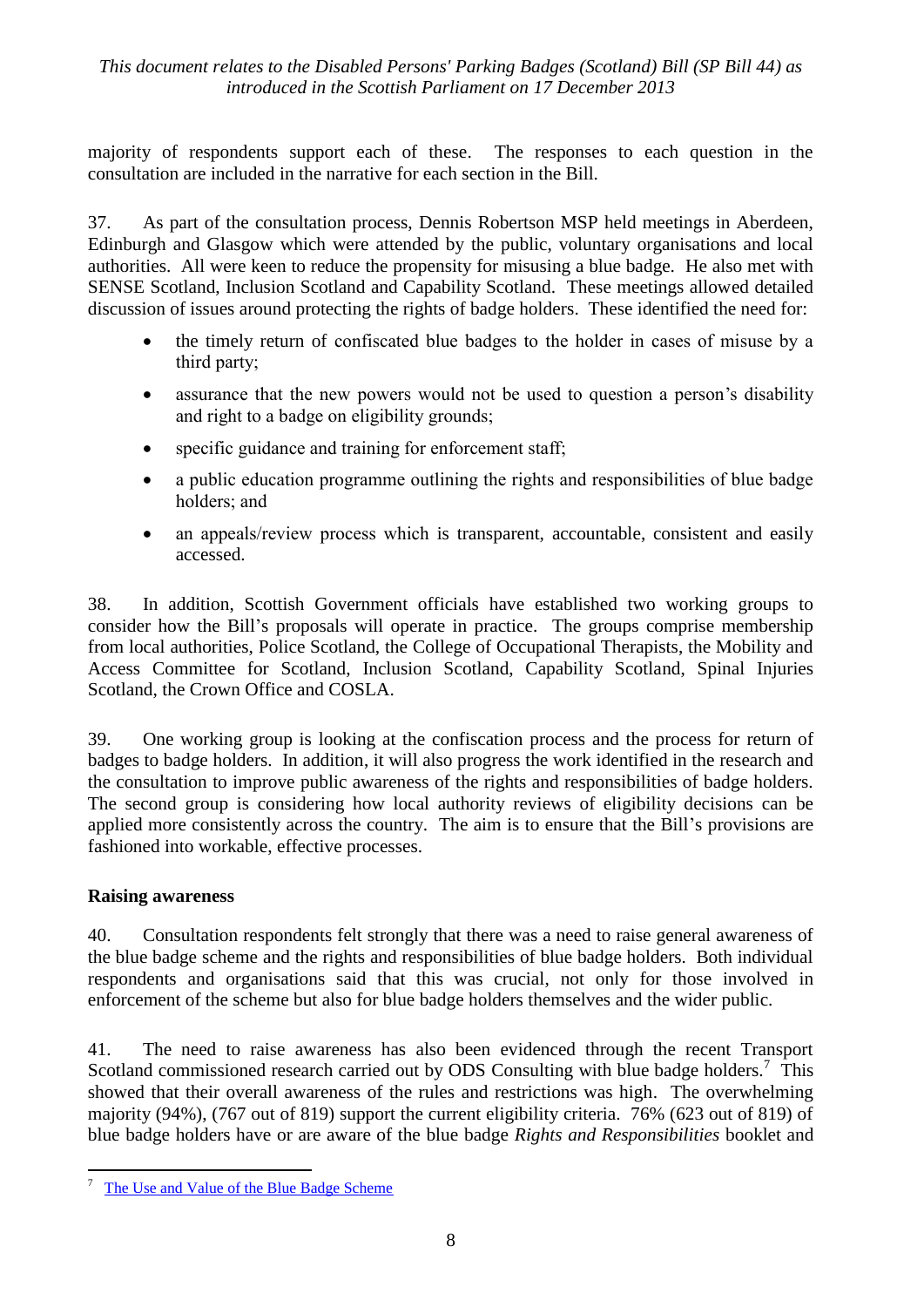majority of respondents support each of these. The responses to each question in the consultation are included in the narrative for each section in the Bill.

37. As part of the consultation process, Dennis Robertson MSP held meetings in Aberdeen, Edinburgh and Glasgow which were attended by the public, voluntary organisations and local authorities. All were keen to reduce the propensity for misusing a blue badge. He also met with SENSE Scotland, Inclusion Scotland and Capability Scotland. These meetings allowed detailed discussion of issues around protecting the rights of badge holders. These identified the need for:

- the timely return of confiscated blue badges to the holder in cases of misuse by a third party;
- assurance that the new powers would not be used to question a person's disability and right to a badge on eligibility grounds;
- specific guidance and training for enforcement staff;
- a public education programme outlining the rights and responsibilities of blue badge holders; and
- an appeals/review process which is transparent, accountable, consistent and easily accessed.

38. In addition, Scottish Government officials have established two working groups to consider how the Bill's proposals will operate in practice. The groups comprise membership from local authorities, Police Scotland, the College of Occupational Therapists, the Mobility and Access Committee for Scotland, Inclusion Scotland, Capability Scotland, Spinal Injuries Scotland, the Crown Office and COSLA.

39. One working group is looking at the confiscation process and the process for return of badges to badge holders. In addition, it will also progress the work identified in the research and the consultation to improve public awareness of the rights and responsibilities of badge holders. The second group is considering how local authority reviews of eligibility decisions can be applied more consistently across the country. The aim is to ensure that the Bill's provisions are fashioned into workable, effective processes.

**Raising awareness**

40. Consultation respondents felt strongly that there was a need to raise general awareness of the blue badge scheme and the rights and responsibilities of blue badge holders. Both individual respondents and organisations said that this was crucial, not only for those involved in enforcement of the scheme but also for blue badge holders themselves and the wider public.

41. The need to raise awareness has also been evidenced through the recent Transport Scotland commissioned research carried out by ODS Consulting with blue badge holders.[7] This showed that their overall awareness of the rules and restrictions was high. The overwhelming majority (94%), (767 out of 819) support the current eligibility criteria. 76% (623 out of 819) of blue badge holders have or are aware of the blue badge *Rights and Responsibilities* booklet and

---

[7] The Use and Value of the Blue Badge Scheme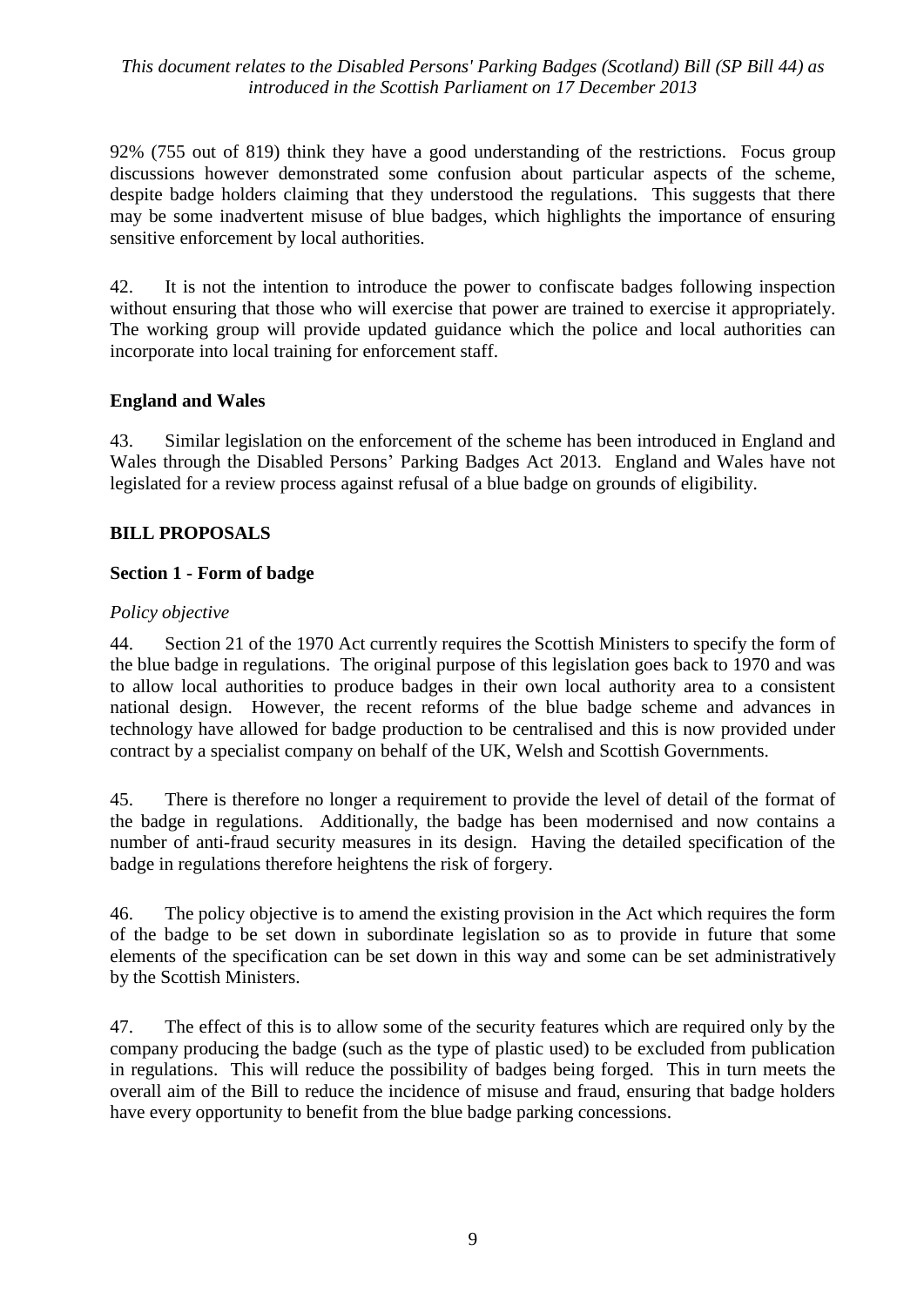92% (755 out of 819) think they have a good understanding of the restrictions. Focus group discussions however demonstrated some confusion about particular aspects of the scheme, despite badge holders claiming that they understood the regulations. This suggests that there may be some inadvertent misuse of blue badges, which highlights the importance of ensuring sensitive enforcement by local authorities.

42. It is not the intention to introduce the power to confiscate badges following inspection without ensuring that those who will exercise that power are trained to exercise it appropriately. The working group will provide updated guidance which the police and local authorities can incorporate into local training for enforcement staff.

**England and Wales**

43. Similar legislation on the enforcement of the scheme has been introduced in England and Wales through the Disabled Persons' Parking Badges Act 2013. England and Wales have not legislated for a review process against refusal of a blue badge on grounds of eligibility.

## BILL PROPOSALS

### Section 1 - Form of badge

*Policy objective*

44. Section 21 of the 1970 Act currently requires the Scottish Ministers to specify the form of the blue badge in regulations. The original purpose of this legislation goes back to 1970 and was to allow local authorities to produce badges in their own local authority area to a consistent national design. However, the recent reforms of the blue badge scheme and advances in technology have allowed for badge production to be centralised and this is now provided under contract by a specialist company on behalf of the UK, Welsh and Scottish Governments.

45. There is therefore no longer a requirement to provide the level of detail of the format of the badge in regulations. Additionally, the badge has been modernised and now contains a number of anti-fraud security measures in its design. Having the detailed specification of the badge in regulations therefore heightens the risk of forgery.

46. The policy objective is to amend the existing provision in the Act which requires the form of the badge to be set down in subordinate legislation so as to provide in future that some elements of the specification can be set down in this way and some can be set administratively by the Scottish Ministers.

47. The effect of this is to allow some of the security features which are required only by the company producing the badge (such as the type of plastic used) to be excluded from publication in regulations. This will reduce the possibility of badges being forged. This in turn meets the overall aim of the Bill to reduce the incidence of misuse and fraud, ensuring that badge holders have every opportunity to benefit from the blue badge parking concessions.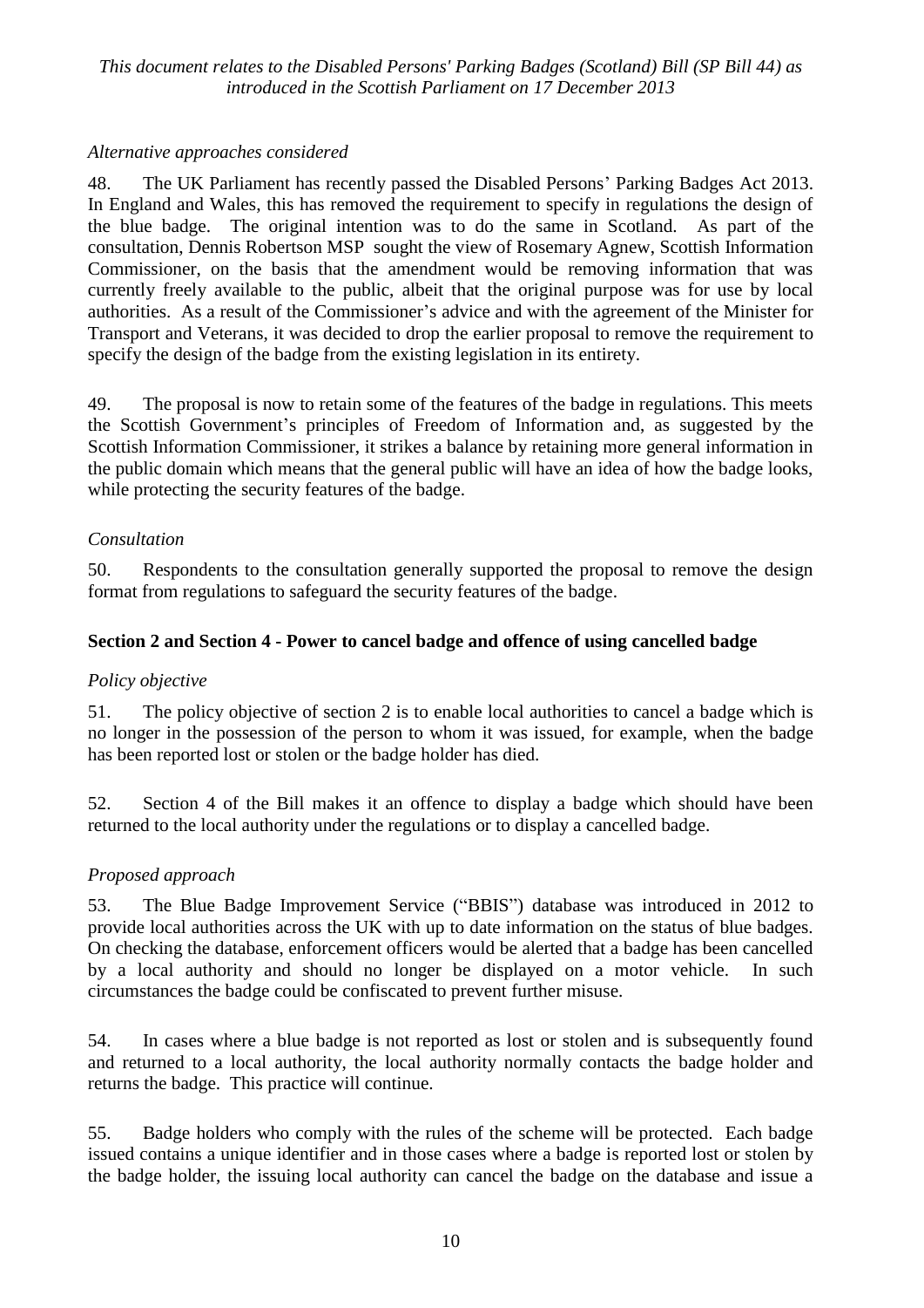*Alternative approaches considered*

48. The UK Parliament has recently passed the Disabled Persons' Parking Badges Act 2013. In England and Wales, this has removed the requirement to specify in regulations the design of the blue badge. The original intention was to do the same in Scotland. As part of the consultation, Dennis Robertson MSP sought the view of Rosemary Agnew, Scottish Information Commissioner, on the basis that the amendment would be removing information that was currently freely available to the public, albeit that the original purpose was for use by local authorities. As a result of the Commissioner's advice and with the agreement of the Minister for Transport and Veterans, it was decided to drop the earlier proposal to remove the requirement to specify the design of the badge from the existing legislation in its entirety.

49. The proposal is now to retain some of the features of the badge in regulations. This meets the Scottish Government's principles of Freedom of Information and, as suggested by the Scottish Information Commissioner, it strikes a balance by retaining more general information in the public domain which means that the general public will have an idea of how the badge looks, while protecting the security features of the badge.

*Consultation*

50. Respondents to the consultation generally supported the proposal to remove the design format from regulations to safeguard the security features of the badge.

**Section 2 and Section 4 - Power to cancel badge and offence of using cancelled badge**

*Policy objective*

51. The policy objective of section 2 is to enable local authorities to cancel a badge which is no longer in the possession of the person to whom it was issued, for example, when the badge has been reported lost or stolen or the badge holder has died.

52. Section 4 of the Bill makes it an offence to display a badge which should have been returned to the local authority under the regulations or to display a cancelled badge.

*Proposed approach*

53. The Blue Badge Improvement Service ("BBIS") database was introduced in 2012 to provide local authorities across the UK with up to date information on the status of blue badges. On checking the database, enforcement officers would be alerted that a badge has been cancelled by a local authority and should no longer be displayed on a motor vehicle. In such circumstances the badge could be confiscated to prevent further misuse.

54. In cases where a blue badge is not reported as lost or stolen and is subsequently found and returned to a local authority, the local authority normally contacts the badge holder and returns the badge. This practice will continue.

55. Badge holders who comply with the rules of the scheme will be protected. Each badge issued contains a unique identifier and in those cases where a badge is reported lost or stolen by the badge holder, the issuing local authority can cancel the badge on the database and issue a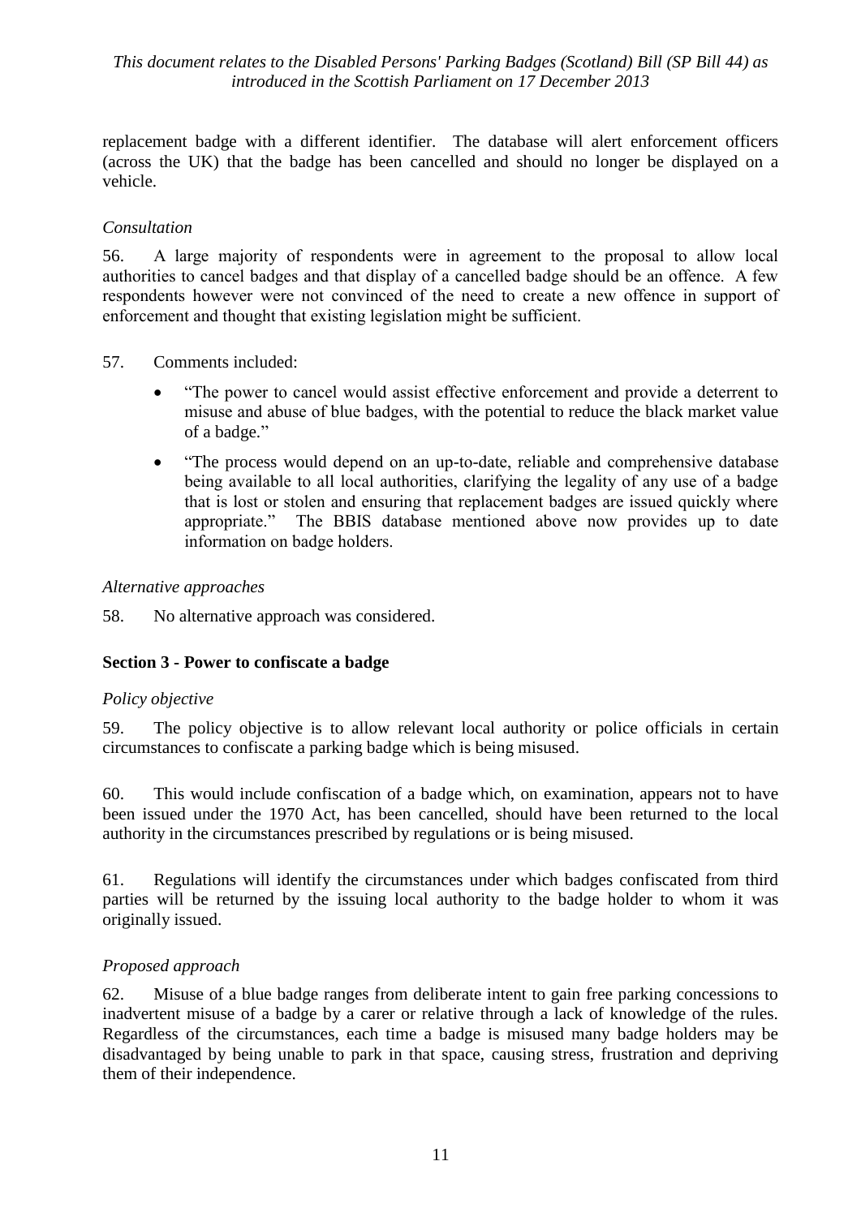replacement badge with a different identifier. The database will alert enforcement officers (across the UK) that the badge has been cancelled and should no longer be displayed on a vehicle.

*Consultation*

56. A large majority of respondents were in agreement to the proposal to allow local authorities to cancel badges and that display of a cancelled badge should be an offence. A few respondents however were not convinced of the need to create a new offence in support of enforcement and thought that existing legislation might be sufficient.

57. Comments included:

- "The power to cancel would assist effective enforcement and provide a deterrent to misuse and abuse of blue badges, with the potential to reduce the black market value of a badge."
- "The process would depend on an up-to-date, reliable and comprehensive database being available to all local authorities, clarifying the legality of any use of a badge that is lost or stolen and ensuring that replacement badges are issued quickly where appropriate." The BBIS database mentioned above now provides up to date information on badge holders.

*Alternative approaches*

58. No alternative approach was considered.

**Section 3 - Power to confiscate a badge**

*Policy objective*

59. The policy objective is to allow relevant local authority or police officials in certain circumstances to confiscate a parking badge which is being misused.

60. This would include confiscation of a badge which, on examination, appears not to have been issued under the 1970 Act, has been cancelled, should have been returned to the local authority in the circumstances prescribed by regulations or is being misused.

61. Regulations will identify the circumstances under which badges confiscated from third parties will be returned by the issuing local authority to the badge holder to whom it was originally issued.

*Proposed approach*

62. Misuse of a blue badge ranges from deliberate intent to gain free parking concessions to inadvertent misuse of a badge by a carer or relative through a lack of knowledge of the rules. Regardless of the circumstances, each time a badge is misused many badge holders may be disadvantaged by being unable to park in that space, causing stress, frustration and depriving them of their independence.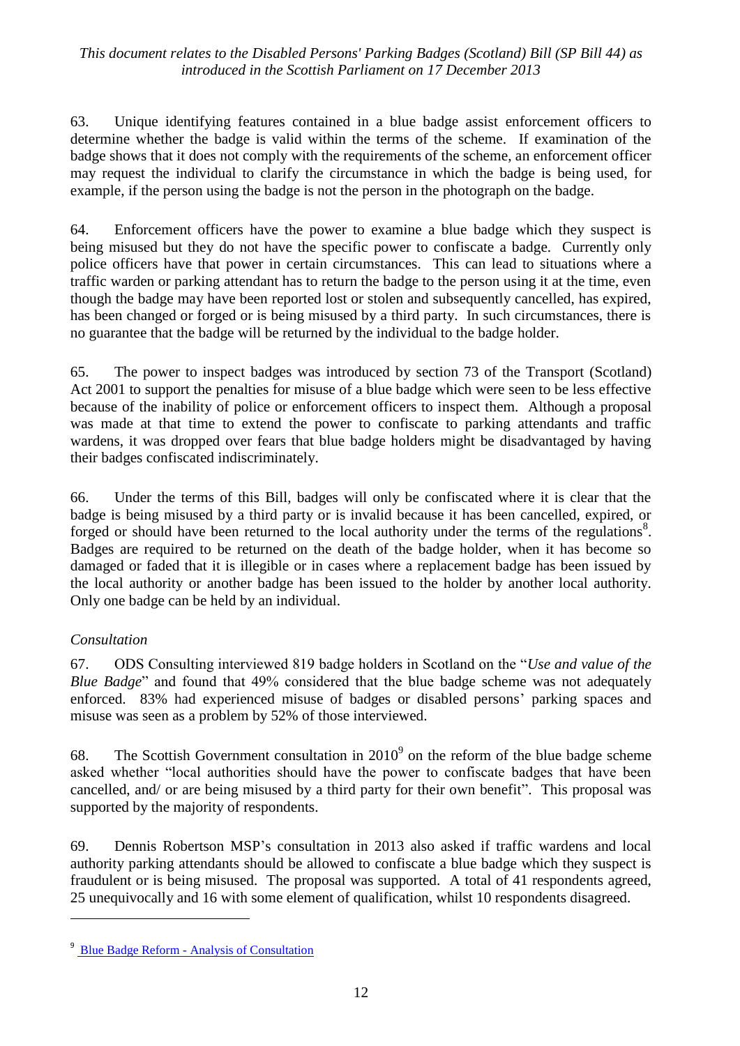63. Unique identifying features contained in a blue badge assist enforcement officers to determine whether the badge is valid within the terms of the scheme. If examination of the badge shows that it does not comply with the requirements of the scheme, an enforcement officer may request the individual to clarify the circumstance in which the badge is being used, for example, if the person using the badge is not the person in the photograph on the badge.

64. Enforcement officers have the power to examine a blue badge which they suspect is being misused but they do not have the specific power to confiscate a badge. Currently only police officers have that power in certain circumstances. This can lead to situations where a traffic warden or parking attendant has to return the badge to the person using it at the time, even though the badge may have been reported lost or stolen and subsequently cancelled, has expired, has been changed or forged or is being misused by a third party. In such circumstances, there is no guarantee that the badge will be returned by the individual to the badge holder.

65. The power to inspect badges was introduced by section 73 of the Transport (Scotland) Act 2001 to support the penalties for misuse of a blue badge which were seen to be less effective because of the inability of police or enforcement officers to inspect them. Although a proposal was made at that time to extend the power to confiscate to parking attendants and traffic wardens, it was dropped over fears that blue badge holders might be disadvantaged by having their badges confiscated indiscriminately.

66. Under the terms of this Bill, badges will only be confiscated where it is clear that the badge is being misused by a third party or is invalid because it has been cancelled, expired, or forged or should have been returned to the local authority under the terms of the regulations[8]. Badges are required to be returned on the death of the badge holder, when it has become so damaged or faded that it is illegible or in cases where a replacement badge has been issued by the local authority or another badge has been issued to the holder by another local authority. Only one badge can be held by an individual.

*Consultation*

67. ODS Consulting interviewed 819 badge holders in Scotland on the "*Use and value of the Blue Badge*" and found that 49% considered that the blue badge scheme was not adequately enforced. 83% had experienced misuse of badges or disabled persons' parking spaces and misuse was seen as a problem by 52% of those interviewed.

68. The Scottish Government consultation in 2010[9] on the reform of the blue badge scheme asked whether "local authorities should have the power to confiscate badges that have been cancelled, and/ or are being misused by a third party for their own benefit". This proposal was supported by the majority of respondents.

69. Dennis Robertson MSP's consultation in 2013 also asked if traffic wardens and local authority parking attendants should be allowed to confiscate a blue badge which they suspect is fraudulent or is being misused. The proposal was supported. A total of 41 respondents agreed, 25 unequivocally and 16 with some element of qualification, whilst 10 respondents disagreed.

---

[9] Blue Badge Reform - Analysis of Consultation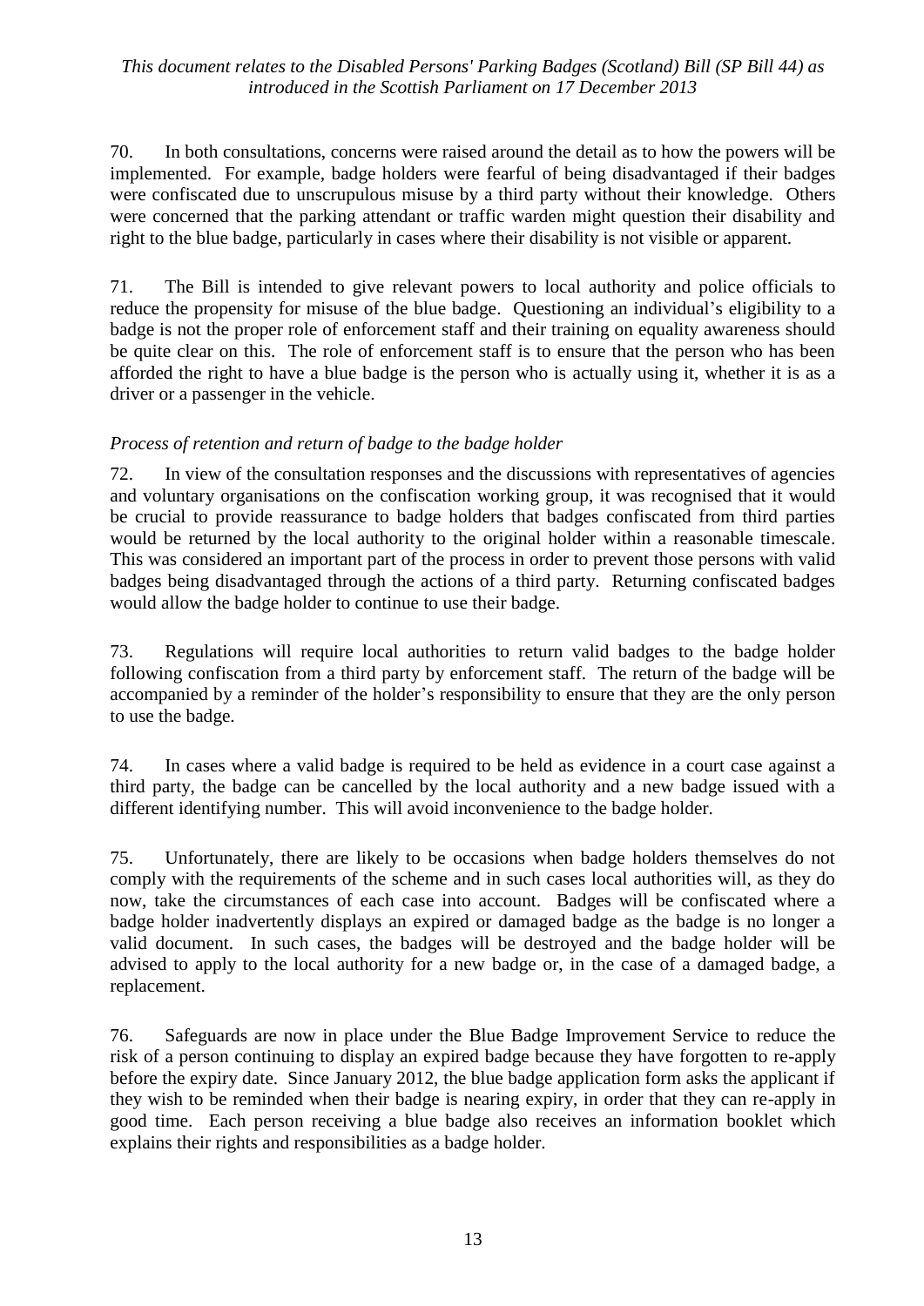70. In both consultations, concerns were raised around the detail as to how the powers will be implemented. For example, badge holders were fearful of being disadvantaged if their badges were confiscated due to unscrupulous misuse by a third party without their knowledge. Others were concerned that the parking attendant or traffic warden might question their disability and right to the blue badge, particularly in cases where their disability is not visible or apparent.

71. The Bill is intended to give relevant powers to local authority and police officials to reduce the propensity for misuse of the blue badge. Questioning an individual's eligibility to a badge is not the proper role of enforcement staff and their training on equality awareness should be quite clear on this. The role of enforcement staff is to ensure that the person who has been afforded the right to have a blue badge is the person who is actually using it, whether it is as a driver or a passenger in the vehicle.

*Process of retention and return of badge to the badge holder*

72. In view of the consultation responses and the discussions with representatives of agencies and voluntary organisations on the confiscation working group, it was recognised that it would be crucial to provide reassurance to badge holders that badges confiscated from third parties would be returned by the local authority to the original holder within a reasonable timescale. This was considered an important part of the process in order to prevent those persons with valid badges being disadvantaged through the actions of a third party. Returning confiscated badges would allow the badge holder to continue to use their badge.

73. Regulations will require local authorities to return valid badges to the badge holder following confiscation from a third party by enforcement staff. The return of the badge will be accompanied by a reminder of the holder's responsibility to ensure that they are the only person to use the badge.

74. In cases where a valid badge is required to be held as evidence in a court case against a third party, the badge can be cancelled by the local authority and a new badge issued with a different identifying number. This will avoid inconvenience to the badge holder.

75. Unfortunately, there are likely to be occasions when badge holders themselves do not comply with the requirements of the scheme and in such cases local authorities will, as they do now, take the circumstances of each case into account. Badges will be confiscated where a badge holder inadvertently displays an expired or damaged badge as the badge is no longer a valid document. In such cases, the badges will be destroyed and the badge holder will be advised to apply to the local authority for a new badge or, in the case of a damaged badge, a replacement.

76. Safeguards are now in place under the Blue Badge Improvement Service to reduce the risk of a person continuing to display an expired badge because they have forgotten to re-apply before the expiry date. Since January 2012, the blue badge application form asks the applicant if they wish to be reminded when their badge is nearing expiry, in order that they can re-apply in good time. Each person receiving a blue badge also receives an information booklet which explains their rights and responsibilities as a badge holder.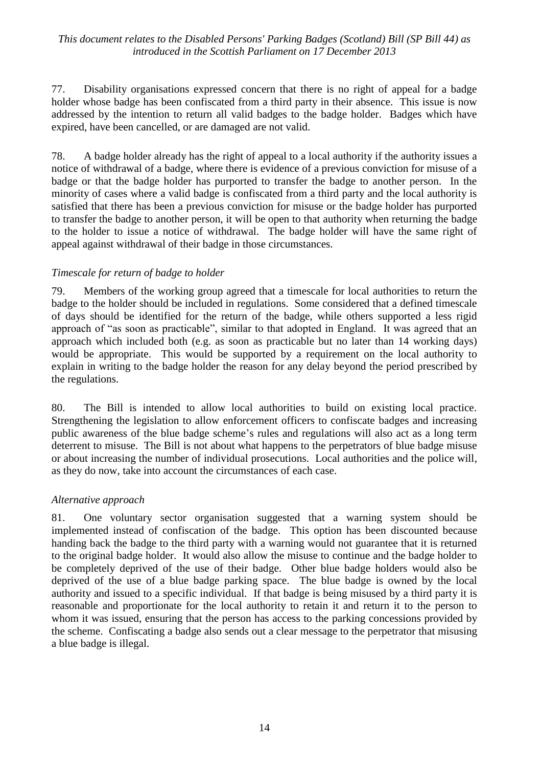77. Disability organisations expressed concern that there is no right of appeal for a badge holder whose badge has been confiscated from a third party in their absence. This issue is now addressed by the intention to return all valid badges to the badge holder. Badges which have expired, have been cancelled, or are damaged are not valid.

78. A badge holder already has the right of appeal to a local authority if the authority issues a notice of withdrawal of a badge, where there is evidence of a previous conviction for misuse of a badge or that the badge holder has purported to transfer the badge to another person. In the minority of cases where a valid badge is confiscated from a third party and the local authority is satisfied that there has been a previous conviction for misuse or the badge holder has purported to transfer the badge to another person, it will be open to that authority when returning the badge to the holder to issue a notice of withdrawal. The badge holder will have the same right of appeal against withdrawal of their badge in those circumstances.

*Timescale for return of badge to holder*

79. Members of the working group agreed that a timescale for local authorities to return the badge to the holder should be included in regulations. Some considered that a defined timescale of days should be identified for the return of the badge, while others supported a less rigid approach of "as soon as practicable", similar to that adopted in England. It was agreed that an approach which included both (e.g. as soon as practicable but no later than 14 working days) would be appropriate. This would be supported by a requirement on the local authority to explain in writing to the badge holder the reason for any delay beyond the period prescribed by the regulations.

80. The Bill is intended to allow local authorities to build on existing local practice. Strengthening the legislation to allow enforcement officers to confiscate badges and increasing public awareness of the blue badge scheme's rules and regulations will also act as a long term deterrent to misuse. The Bill is not about what happens to the perpetrators of blue badge misuse or about increasing the number of individual prosecutions. Local authorities and the police will, as they do now, take into account the circumstances of each case.

*Alternative approach*

81. One voluntary sector organisation suggested that a warning system should be implemented instead of confiscation of the badge. This option has been discounted because handing back the badge to the third party with a warning would not guarantee that it is returned to the original badge holder. It would also allow the misuse to continue and the badge holder to be completely deprived of the use of their badge. Other blue badge holders would also be deprived of the use of a blue badge parking space. The blue badge is owned by the local authority and issued to a specific individual. If that badge is being misused by a third party it is reasonable and proportionate for the local authority to retain it and return it to the person to whom it was issued, ensuring that the person has access to the parking concessions provided by the scheme. Confiscating a badge also sends out a clear message to the perpetrator that misusing a blue badge is illegal.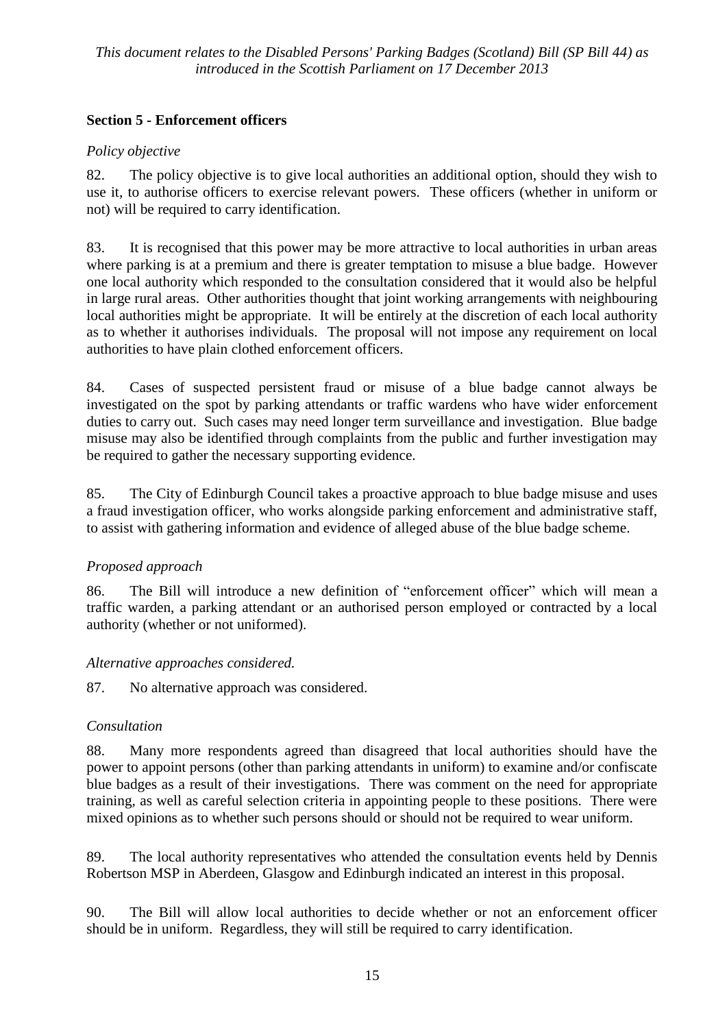## Section 5 - Enforcement officers

*Policy objective*

82. The policy objective is to give local authorities an additional option, should they wish to use it, to authorise officers to exercise relevant powers. These officers (whether in uniform or not) will be required to carry identification.

83. It is recognised that this power may be more attractive to local authorities in urban areas where parking is at a premium and there is greater temptation to misuse a blue badge. However one local authority which responded to the consultation considered that it would also be helpful in large rural areas. Other authorities thought that joint working arrangements with neighbouring local authorities might be appropriate. It will be entirely at the discretion of each local authority as to whether it authorises individuals. The proposal will not impose any requirement on local authorities to have plain clothed enforcement officers.

84. Cases of suspected persistent fraud or misuse of a blue badge cannot always be investigated on the spot by parking attendants or traffic wardens who have wider enforcement duties to carry out. Such cases may need longer term surveillance and investigation. Blue badge misuse may also be identified through complaints from the public and further investigation may be required to gather the necessary supporting evidence.

85. The City of Edinburgh Council takes a proactive approach to blue badge misuse and uses a fraud investigation officer, who works alongside parking enforcement and administrative staff, to assist with gathering information and evidence of alleged abuse of the blue badge scheme.

*Proposed approach*

86. The Bill will introduce a new definition of "enforcement officer" which will mean a traffic warden, a parking attendant or an authorised person employed or contracted by a local authority (whether or not uniformed).

*Alternative approaches considered.*

87. No alternative approach was considered.

*Consultation*

88. Many more respondents agreed than disagreed that local authorities should have the power to appoint persons (other than parking attendants in uniform) to examine and/or confiscate blue badges as a result of their investigations. There was comment on the need for appropriate training, as well as careful selection criteria in appointing people to these positions. There were mixed opinions as to whether such persons should or should not be required to wear uniform.

89. The local authority representatives who attended the consultation events held by Dennis Robertson MSP in Aberdeen, Glasgow and Edinburgh indicated an interest in this proposal.

90. The Bill will allow local authorities to decide whether or not an enforcement officer should be in uniform. Regardless, they will still be required to carry identification.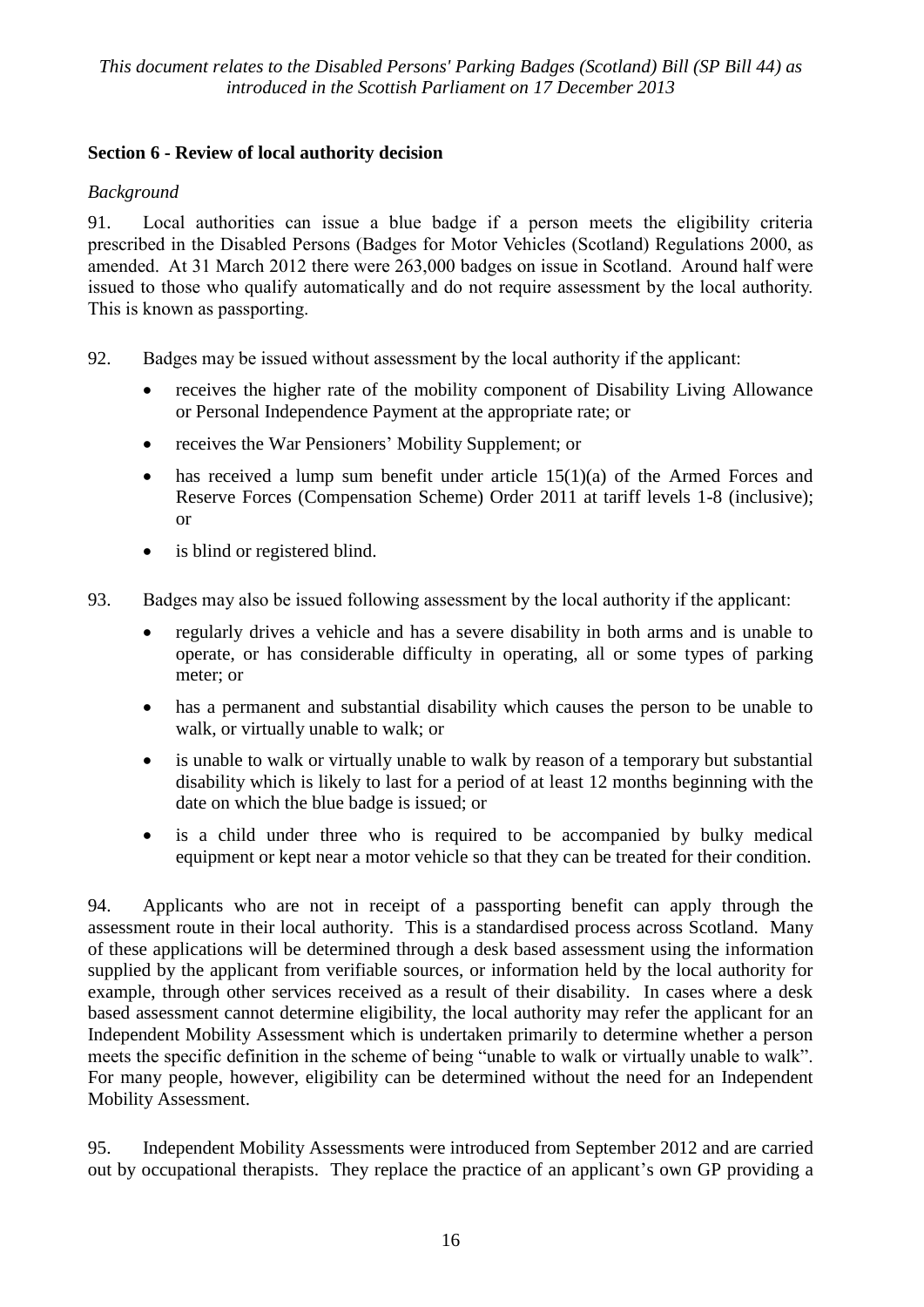**Section 6 - Review of local authority decision**

*Background*

91. Local authorities can issue a blue badge if a person meets the eligibility criteria prescribed in the Disabled Persons (Badges for Motor Vehicles (Scotland) Regulations 2000, as amended. At 31 March 2012 there were 263,000 badges on issue in Scotland. Around half were issued to those who qualify automatically and do not require assessment by the local authority. This is known as passporting.

92. Badges may be issued without assessment by the local authority if the applicant:

- receives the higher rate of the mobility component of Disability Living Allowance or Personal Independence Payment at the appropriate rate; or
- receives the War Pensioners' Mobility Supplement; or
- has received a lump sum benefit under article 15(1)(a) of the Armed Forces and Reserve Forces (Compensation Scheme) Order 2011 at tariff levels 1-8 (inclusive); or
- is blind or registered blind.

93. Badges may also be issued following assessment by the local authority if the applicant:

- regularly drives a vehicle and has a severe disability in both arms and is unable to operate, or has considerable difficulty in operating, all or some types of parking meter; or
- has a permanent and substantial disability which causes the person to be unable to walk, or virtually unable to walk; or
- is unable to walk or virtually unable to walk by reason of a temporary but substantial disability which is likely to last for a period of at least 12 months beginning with the date on which the blue badge is issued; or
- is a child under three who is required to be accompanied by bulky medical equipment or kept near a motor vehicle so that they can be treated for their condition.

94. Applicants who are not in receipt of a passporting benefit can apply through the assessment route in their local authority. This is a standardised process across Scotland. Many of these applications will be determined through a desk based assessment using the information supplied by the applicant from verifiable sources, or information held by the local authority for example, through other services received as a result of their disability. In cases where a desk based assessment cannot determine eligibility, the local authority may refer the applicant for an Independent Mobility Assessment which is undertaken primarily to determine whether a person meets the specific definition in the scheme of being "unable to walk or virtually unable to walk". For many people, however, eligibility can be determined without the need for an Independent Mobility Assessment.

95. Independent Mobility Assessments were introduced from September 2012 and are carried out by occupational therapists. They replace the practice of an applicant's own GP providing a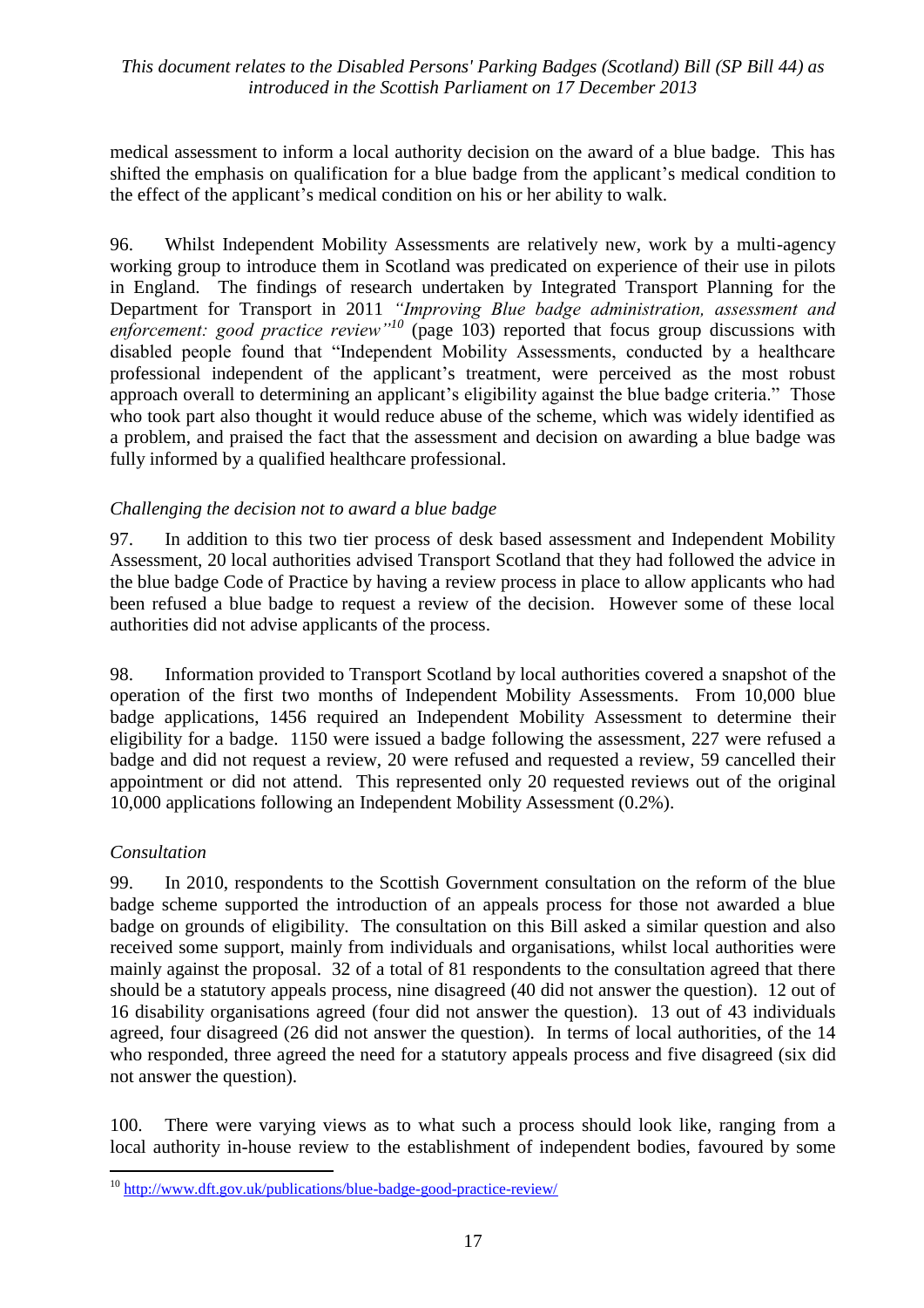medical assessment to inform a local authority decision on the award of a blue badge. This has shifted the emphasis on qualification for a blue badge from the applicant's medical condition to the effect of the applicant's medical condition on his or her ability to walk.

96. Whilst Independent Mobility Assessments are relatively new, work by a multi-agency working group to introduce them in Scotland was predicated on experience of their use in pilots in England. The findings of research undertaken by Integrated Transport Planning for the Department for Transport in 2011 *"Improving Blue badge administration, assessment and enforcement: good practice review"*[10] (page 103) reported that focus group discussions with disabled people found that "Independent Mobility Assessments, conducted by a healthcare professional independent of the applicant's treatment, were perceived as the most robust approach overall to determining an applicant's eligibility against the blue badge criteria." Those who took part also thought it would reduce abuse of the scheme, which was widely identified as a problem, and praised the fact that the assessment and decision on awarding a blue badge was fully informed by a qualified healthcare professional.

*Challenging the decision not to award a blue badge*

97. In addition to this two tier process of desk based assessment and Independent Mobility Assessment, 20 local authorities advised Transport Scotland that they had followed the advice in the blue badge Code of Practice by having a review process in place to allow applicants who had been refused a blue badge to request a review of the decision. However some of these local authorities did not advise applicants of the process.

98. Information provided to Transport Scotland by local authorities covered a snapshot of the operation of the first two months of Independent Mobility Assessments. From 10,000 blue badge applications, 1456 required an Independent Mobility Assessment to determine their eligibility for a badge. 1150 were issued a badge following the assessment, 227 were refused a badge and did not request a review, 20 were refused and requested a review, 59 cancelled their appointment or did not attend. This represented only 20 requested reviews out of the original 10,000 applications following an Independent Mobility Assessment (0.2%).

*Consultation*

99. In 2010, respondents to the Scottish Government consultation on the reform of the blue badge scheme supported the introduction of an appeals process for those not awarded a blue badge on grounds of eligibility. The consultation on this Bill asked a similar question and also received some support, mainly from individuals and organisations, whilst local authorities were mainly against the proposal. 32 of a total of 81 respondents to the consultation agreed that there should be a statutory appeals process, nine disagreed (40 did not answer the question). 12 out of 16 disability organisations agreed (four did not answer the question). 13 out of 43 individuals agreed, four disagreed (26 did not answer the question). In terms of local authorities, of the 14 who responded, three agreed the need for a statutory appeals process and five disagreed (six did not answer the question).

100. There were varying views as to what such a process should look like, ranging from a local authority in-house review to the establishment of independent bodies, favoured by some

[10] http://www.dft.gov.uk/publications/blue-badge-good-practice-review/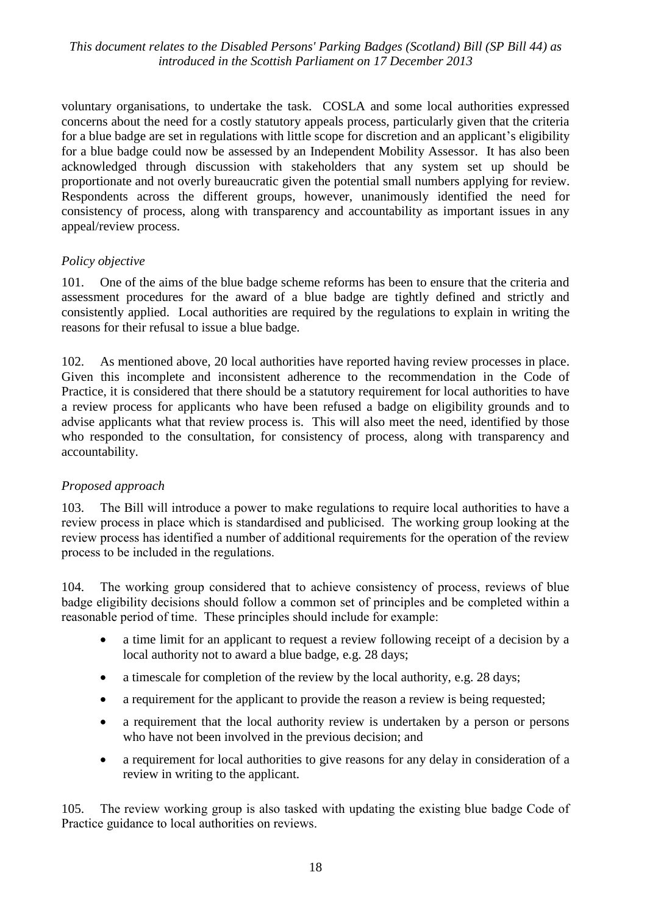voluntary organisations, to undertake the task. COSLA and some local authorities expressed concerns about the need for a costly statutory appeals process, particularly given that the criteria for a blue badge are set in regulations with little scope for discretion and an applicant's eligibility for a blue badge could now be assessed by an Independent Mobility Assessor. It has also been acknowledged through discussion with stakeholders that any system set up should be proportionate and not overly bureaucratic given the potential small numbers applying for review. Respondents across the different groups, however, unanimously identified the need for consistency of process, along with transparency and accountability as important issues in any appeal/review process.

*Policy objective*

101. One of the aims of the blue badge scheme reforms has been to ensure that the criteria and assessment procedures for the award of a blue badge are tightly defined and strictly and consistently applied. Local authorities are required by the regulations to explain in writing the reasons for their refusal to issue a blue badge.

102. As mentioned above, 20 local authorities have reported having review processes in place. Given this incomplete and inconsistent adherence to the recommendation in the Code of Practice, it is considered that there should be a statutory requirement for local authorities to have a review process for applicants who have been refused a badge on eligibility grounds and to advise applicants what that review process is. This will also meet the need, identified by those who responded to the consultation, for consistency of process, along with transparency and accountability.

*Proposed approach*

103. The Bill will introduce a power to make regulations to require local authorities to have a review process in place which is standardised and publicised. The working group looking at the review process has identified a number of additional requirements for the operation of the review process to be included in the regulations.

104. The working group considered that to achieve consistency of process, reviews of blue badge eligibility decisions should follow a common set of principles and be completed within a reasonable period of time. These principles should include for example:

- a time limit for an applicant to request a review following receipt of a decision by a local authority not to award a blue badge, e.g. 28 days;
- a timescale for completion of the review by the local authority, e.g. 28 days;
- a requirement for the applicant to provide the reason a review is being requested;
- a requirement that the local authority review is undertaken by a person or persons who have not been involved in the previous decision; and
- a requirement for local authorities to give reasons for any delay in consideration of a review in writing to the applicant.

105. The review working group is also tasked with updating the existing blue badge Code of Practice guidance to local authorities on reviews.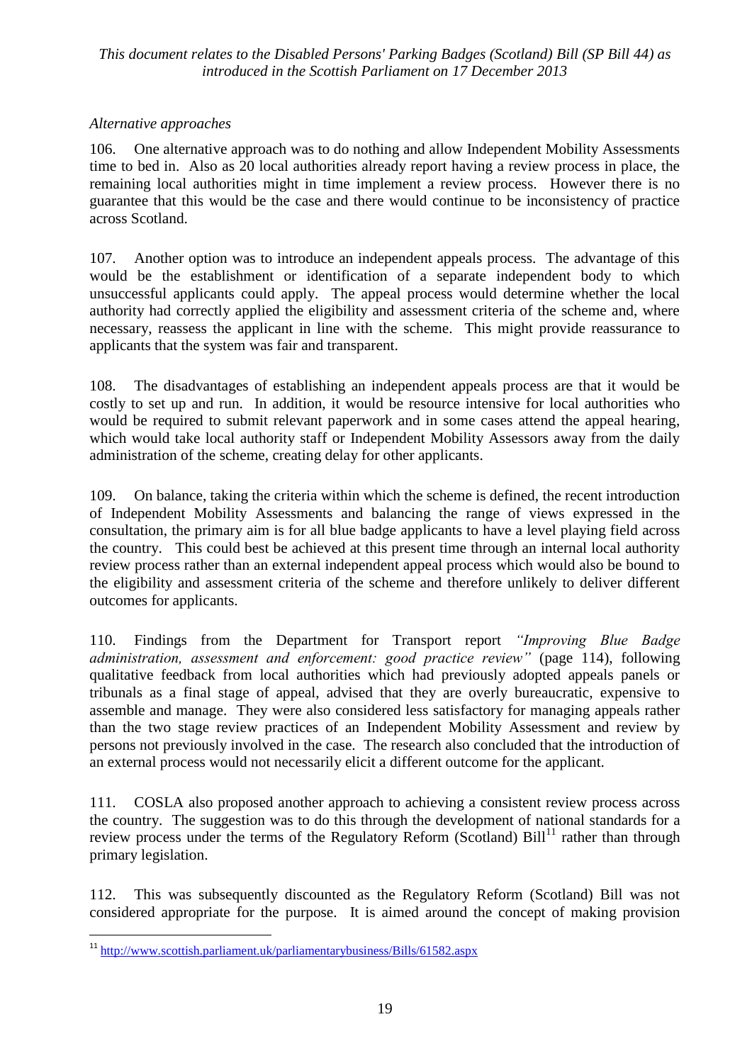*Alternative approaches*

106. One alternative approach was to do nothing and allow Independent Mobility Assessments time to bed in. Also as 20 local authorities already report having a review process in place, the remaining local authorities might in time implement a review process. However there is no guarantee that this would be the case and there would continue to be inconsistency of practice across Scotland.

107. Another option was to introduce an independent appeals process. The advantage of this would be the establishment or identification of a separate independent body to which unsuccessful applicants could apply. The appeal process would determine whether the local authority had correctly applied the eligibility and assessment criteria of the scheme and, where necessary, reassess the applicant in line with the scheme. This might provide reassurance to applicants that the system was fair and transparent.

108. The disadvantages of establishing an independent appeals process are that it would be costly to set up and run. In addition, it would be resource intensive for local authorities who would be required to submit relevant paperwork and in some cases attend the appeal hearing, which would take local authority staff or Independent Mobility Assessors away from the daily administration of the scheme, creating delay for other applicants.

109. On balance, taking the criteria within which the scheme is defined, the recent introduction of Independent Mobility Assessments and balancing the range of views expressed in the consultation, the primary aim is for all blue badge applicants to have a level playing field across the country. This could best be achieved at this present time through an internal local authority review process rather than an external independent appeal process which would also be bound to the eligibility and assessment criteria of the scheme and therefore unlikely to deliver different outcomes for applicants.

110. Findings from the Department for Transport report *"Improving Blue Badge administration, assessment and enforcement: good practice review"* (page 114), following qualitative feedback from local authorities which had previously adopted appeals panels or tribunals as a final stage of appeal, advised that they are overly bureaucratic, expensive to assemble and manage. They were also considered less satisfactory for managing appeals rather than the two stage review practices of an Independent Mobility Assessment and review by persons not previously involved in the case. The research also concluded that the introduction of an external process would not necessarily elicit a different outcome for the applicant.

111. COSLA also proposed another approach to achieving a consistent review process across the country. The suggestion was to do this through the development of national standards for a review process under the terms of the Regulatory Reform (Scotland) Bill[11] rather than through primary legislation.

112. This was subsequently discounted as the Regulatory Reform (Scotland) Bill was not considered appropriate for the purpose. It is aimed around the concept of making provision

---

[11] http://www.scottish.parliament.uk/parliamentarybusiness/Bills/61582.aspx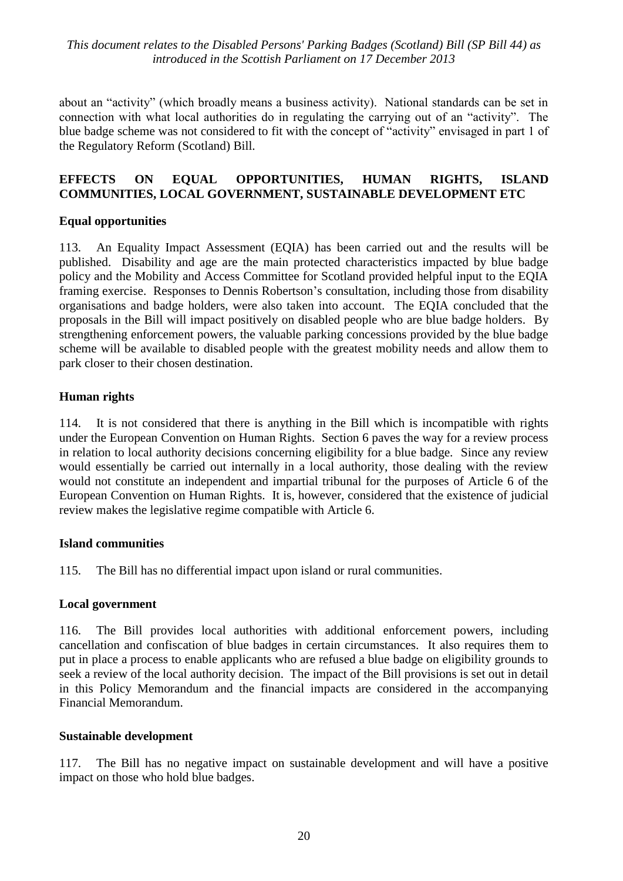about an "activity" (which broadly means a business activity). National standards can be set in connection with what local authorities do in regulating the carrying out of an "activity". The blue badge scheme was not considered to fit with the concept of "activity" envisaged in part 1 of the Regulatory Reform (Scotland) Bill.

## EFFECTS ON EQUAL OPPORTUNITIES, HUMAN RIGHTS, ISLAND COMMUNITIES, LOCAL GOVERNMENT, SUSTAINABLE DEVELOPMENT ETC

### Equal opportunities

113. An Equality Impact Assessment (EQIA) has been carried out and the results will be published. Disability and age are the main protected characteristics impacted by blue badge policy and the Mobility and Access Committee for Scotland provided helpful input to the EQIA framing exercise. Responses to Dennis Robertson's consultation, including those from disability organisations and badge holders, were also taken into account. The EQIA concluded that the proposals in the Bill will impact positively on disabled people who are blue badge holders. By strengthening enforcement powers, the valuable parking concessions provided by the blue badge scheme will be available to disabled people with the greatest mobility needs and allow them to park closer to their chosen destination.

### Human rights

114. It is not considered that there is anything in the Bill which is incompatible with rights under the European Convention on Human Rights. Section 6 paves the way for a review process in relation to local authority decisions concerning eligibility for a blue badge. Since any review would essentially be carried out internally in a local authority, those dealing with the review would not constitute an independent and impartial tribunal for the purposes of Article 6 of the European Convention on Human Rights. It is, however, considered that the existence of judicial review makes the legislative regime compatible with Article 6.

### Island communities

115. The Bill has no differential impact upon island or rural communities.

### Local government

116. The Bill provides local authorities with additional enforcement powers, including cancellation and confiscation of blue badges in certain circumstances. It also requires them to put in place a process to enable applicants who are refused a blue badge on eligibility grounds to seek a review of the local authority decision. The impact of the Bill provisions is set out in detail in this Policy Memorandum and the financial impacts are considered in the accompanying Financial Memorandum.

### Sustainable development

117. The Bill has no negative impact on sustainable development and will have a positive impact on those who hold blue badges.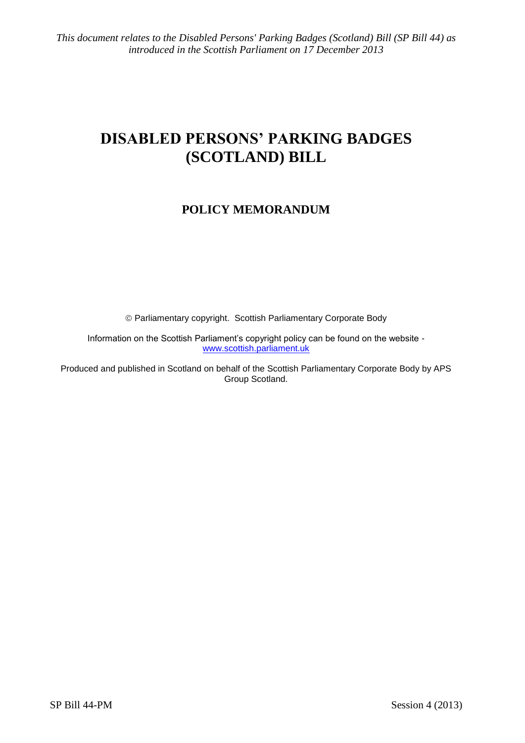*This document relates to the Disabled Persons' Parking Badges (Scotland) Bill (SP Bill 44) as introduced in the Scottish Parliament on 17 December 2013*

# DISABLED PERSONS' PARKING BADGES (SCOTLAND) BILL

## POLICY MEMORANDUM

© Parliamentary copyright. Scottish Parliamentary Corporate Body

Information on the Scottish Parliament's copyright policy can be found on the website - www.scottish.parliament.uk

Produced and published in Scotland on behalf of the Scottish Parliamentary Corporate Body by APS Group Scotland.

SP Bill 44-PM Session 4 (2013)